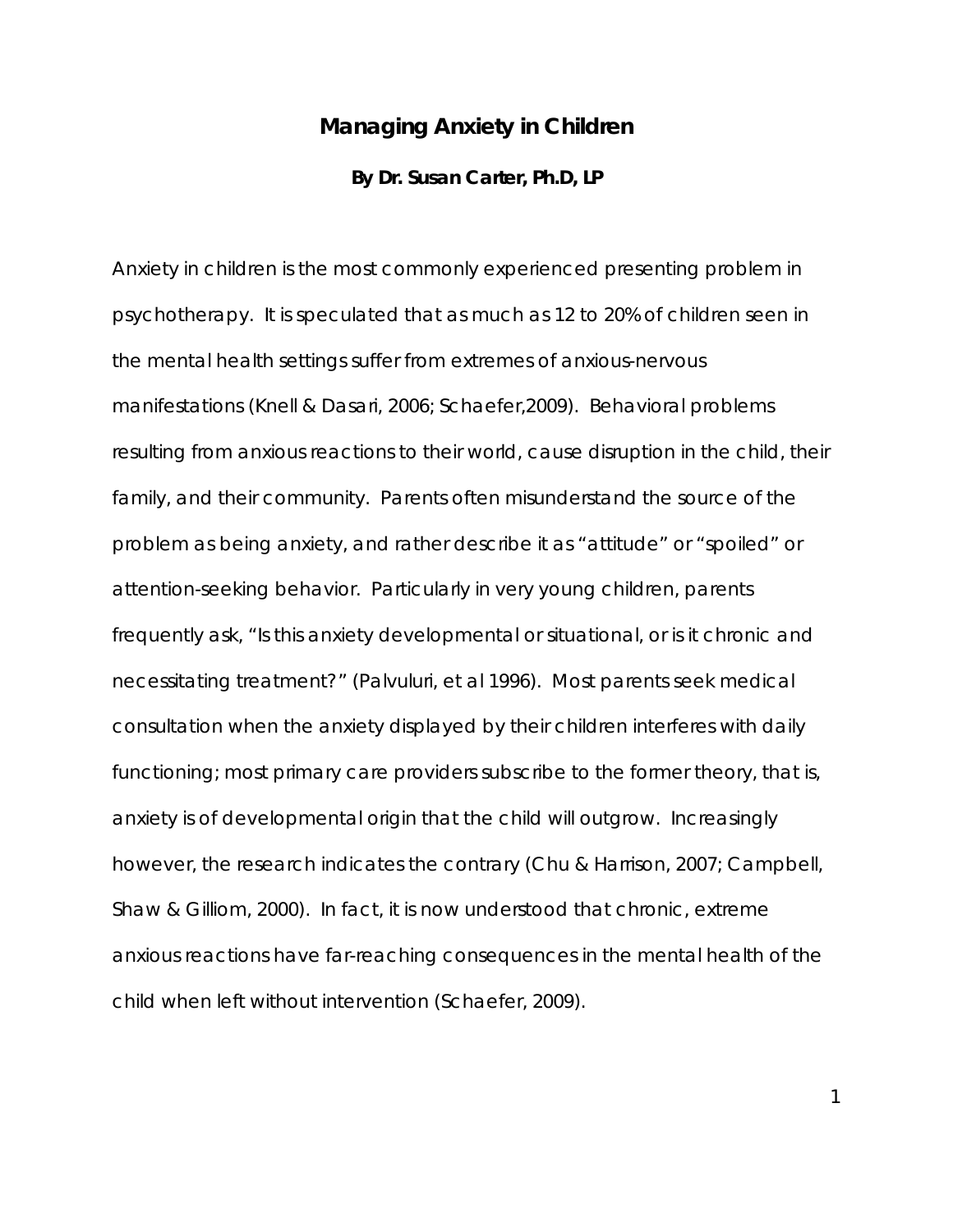# Managing Anxiety in Children

**By Dr. Susan Carter, Ph.D, LP**

Anxiety in children is the most commonly experienced presenting problem in psychotherapy. It is speculated that as much as 12 to 20% of children seen in the mental health settings suffer from extremes of anxious-nervous manifestations (Knell & Dasari, 2006; Schaefer,2009). Behavioral problems resulting from anxious reactions to their world, cause disruption in the child, their family, and their community. Parents often misunderstand the source of the problem as being anxiety, and rather describe it as "attitude" or "spoiled" or attention-seeking behavior. Particularly in very young children, parents frequently ask, "Is this anxiety developmental or situational, or is it chronic and necessitating treatment?" (Palvuluri, et al 1996). Most parents seek medical consultation when the anxiety displayed by their children interferes with daily functioning; most primary care providers subscribe to the former theory, that is, anxiety is of developmental origin that the child will outgrow. Increasingly however, the research indicates the contrary (Chu & Harrison, 2007; Campbell, Shaw & Gilliom, 2000). In fact, it is now understood that chronic, extreme anxious reactions have far-reaching consequences in the mental health of the child when left without intervention (Schaefer, 2009).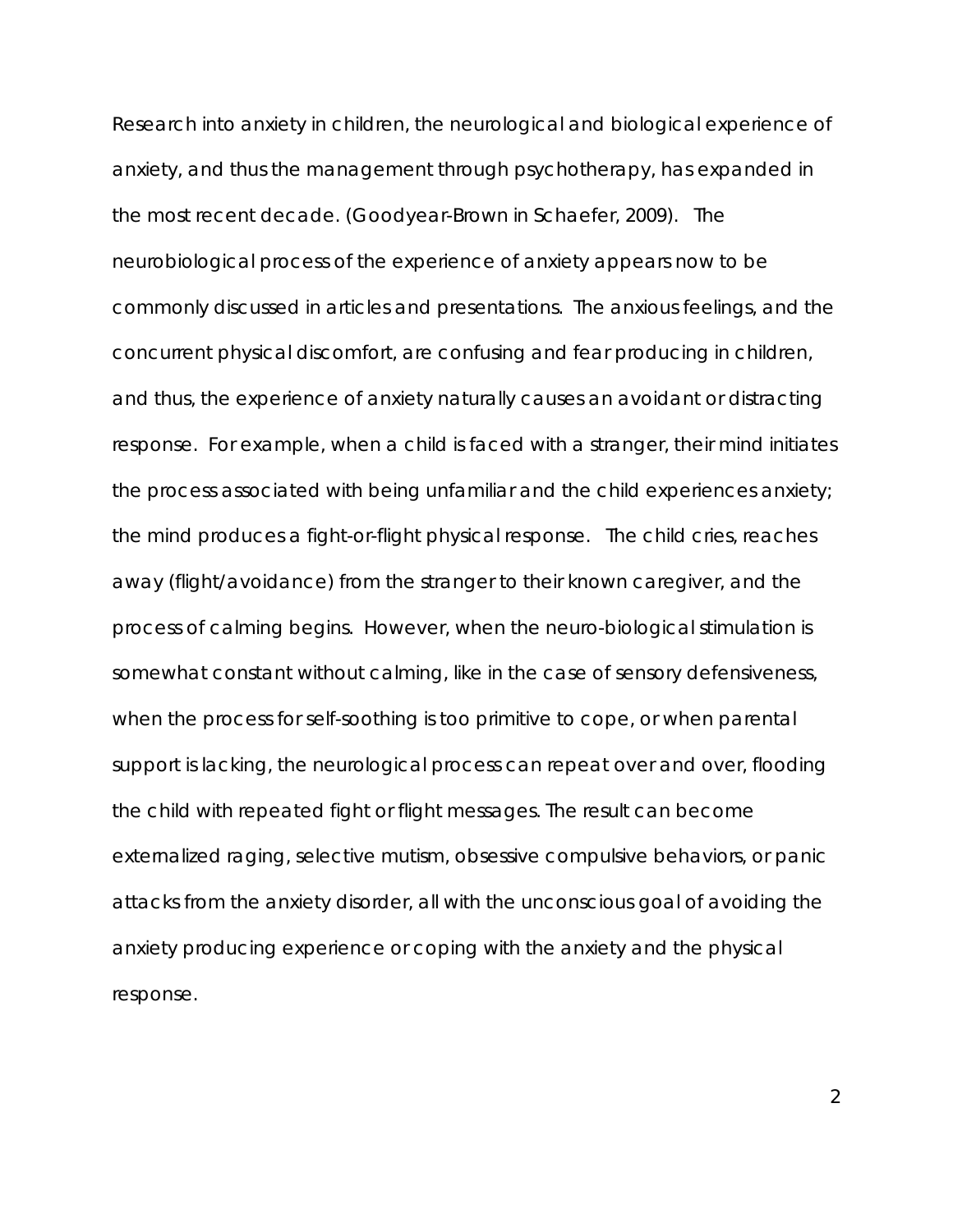Research into anxiety in children, the neurological and biological experience of anxiety, and thus the management through psychotherapy, has expanded in the most recent decade. (Goodyear-Brown in Schaefer, 2009). The neurobiological process of the experience of anxiety appears now to be commonly discussed in articles and presentations. The anxious feelings, and the concurrent physical discomfort, are confusing and fear producing in children, and thus, the experience of anxiety naturally causes an avoidant or distracting response. For example, when a child is faced with a stranger, their mind initiates the process associated with being unfamiliar and the child experiences anxiety; the mind produces a fight-or-flight physical response. The child cries, reaches away (flight/avoidance) from the stranger to their known caregiver, and the process of calming begins. However, when the neuro-biological stimulation is somewhat constant without calming, like in the case of sensory defensiveness, when the process for self-soothing is too primitive to cope, or when parental support is lacking, the neurological process can repeat over and over, flooding the child with repeated fight or flight messages. The result can become externalized raging, selective mutism, obsessive compulsive behaviors, or panic attacks from the anxiety disorder, all with the unconscious goal of avoiding the anxiety producing experience or coping with the anxiety and the physical response.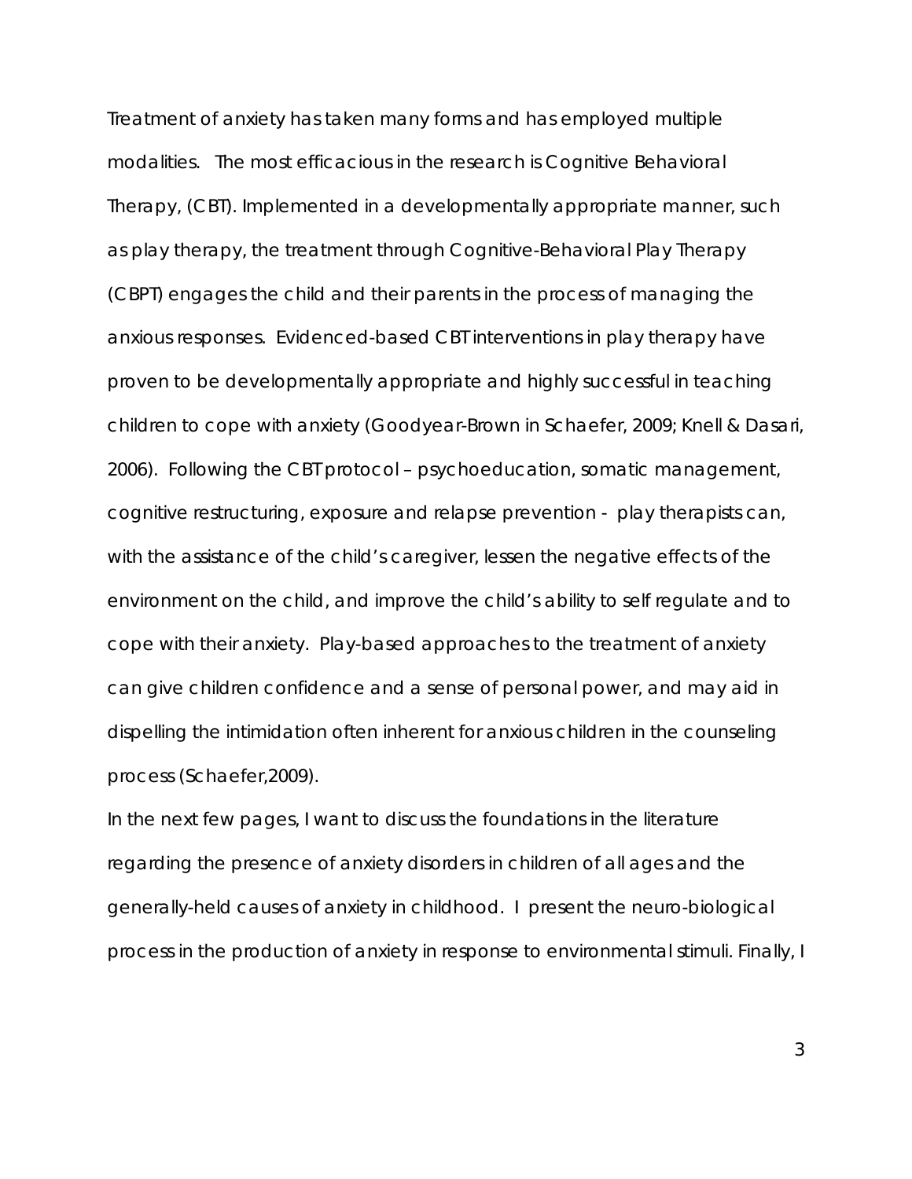Treatment of anxiety has taken many forms and has employed multiple modalities. The most efficacious in the research is Cognitive Behavioral Therapy, (CBT). Implemented in a developmentally appropriate manner, such as play therapy, the treatment through Cognitive-Behavioral Play Therapy (CBPT) engages the child and their parents in the process of managing the anxious responses. Evidenced-based CBT interventions in play therapy have proven to be developmentally appropriate and highly successful in teaching children to cope with anxiety (Goodyear-Brown in Schaefer, 2009; Knell & Dasari, 2006). Following the CBT protocol – psychoeducation, somatic management, cognitive restructuring, exposure and relapse prevention - play therapists can, with the assistance of the child's caregiver, lessen the negative effects of the environment on the child, and improve the child's ability to self regulate and to cope with their anxiety. Play-based approaches to the treatment of anxiety can give children confidence and a sense of personal power, and may aid in dispelling the intimidation often inherent for anxious children in the counseling process (Schaefer,2009).

In the next few pages, I want to discuss the foundations in the literature regarding the presence of anxiety disorders in children of all ages and the generally-held causes of anxiety in childhood. I present the neuro-biological process in the production of anxiety in response to environmental stimuli. Finally, I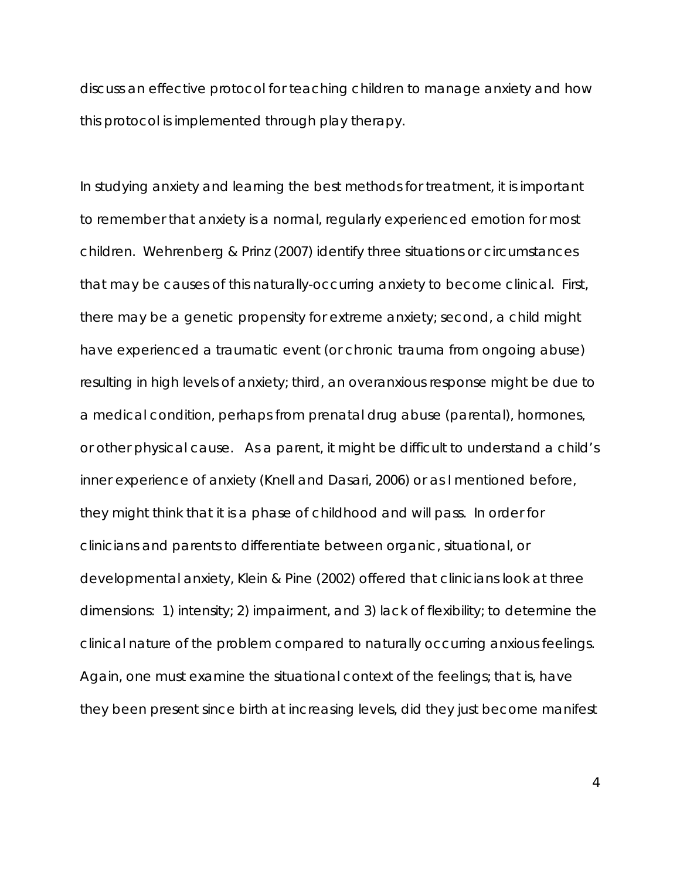discuss an effective protocol for teaching children to manage anxiety and how this protocol is implemented through play therapy.

In studying anxiety and learning the best methods for treatment, it is important to remember that anxiety is a normal, regularly experienced emotion for most children. Wehrenberg & Prinz (2007) identify three situations or circumstances that may be causes of this naturally-occurring anxiety to become clinical. First, there may be a genetic propensity for extreme anxiety; second, a child might have experienced a traumatic event (or chronic trauma from ongoing abuse) resulting in high levels of anxiety; third, an overanxious response might be due to a medical condition, perhaps from prenatal drug abuse (parental), hormones, or other physical cause. As a parent, it might be difficult to understand a child's inner experience of anxiety (Knell and Dasari, 2006) or as I mentioned before, they might think that it is a phase of childhood and will pass. In order for clinicians and parents to differentiate between organic, situational, or developmental anxiety, Klein & Pine (2002) offered that clinicians look at three dimensions: 1) intensity; 2) impairment, and 3) lack of flexibility; to determine the clinical nature of the problem compared to naturally occurring anxious feelings. Again, one must examine the situational context of the feelings; that is, have they been present since birth at increasing levels, did they just become manifest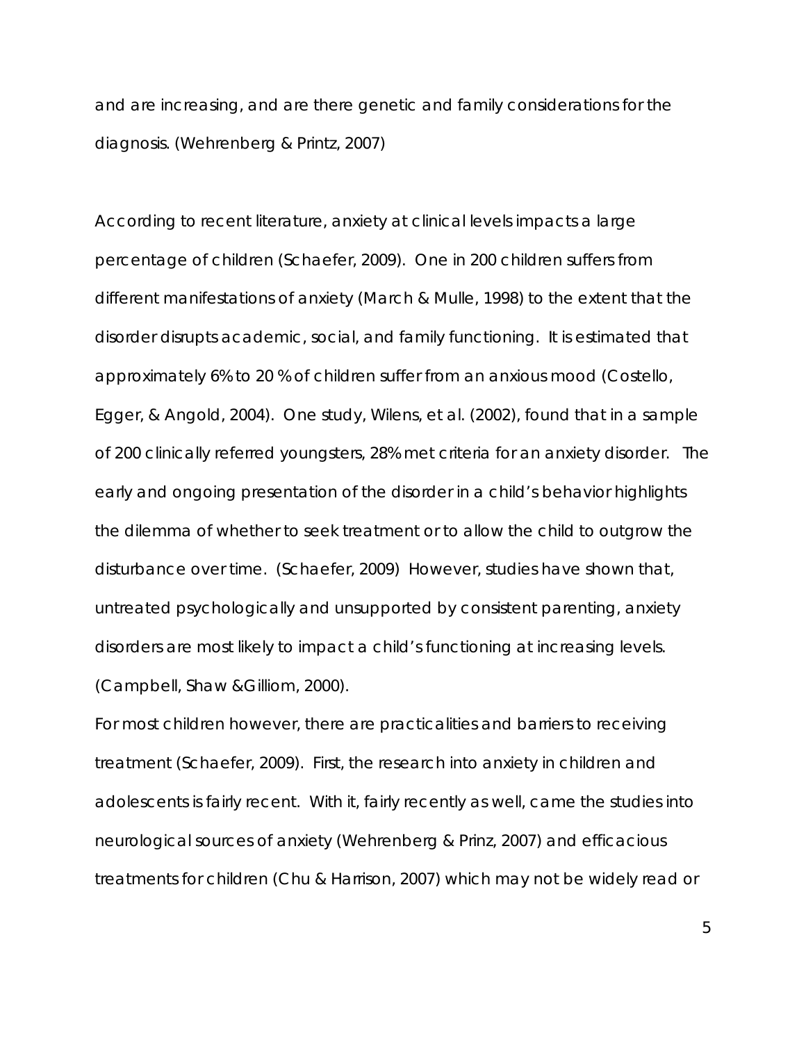and are increasing, and are there genetic and family considerations for the diagnosis. (Wehrenberg & Printz, 2007)

According to recent literature, anxiety at clinical levels impacts a large percentage of children (Schaefer, 2009). One in 200 children suffers from different manifestations of anxiety (March & Mulle, 1998) to the extent that the disorder disrupts academic, social, and family functioning. It is estimated that approximately 6% to 20 % of children suffer from an anxious mood (Costello, Egger, & Angold, 2004). One study, Wilens, et al. (2002), found that in a sample of 200 clinically referred youngsters, 28% met criteria for an anxiety disorder. The early and ongoing presentation of the disorder in a child's behavior highlights the dilemma of whether to seek treatment or to allow the child to outgrow the disturbance over time. (Schaefer, 2009) However, studies have shown that, untreated psychologically and unsupported by consistent parenting, anxiety disorders are most likely to impact a child's functioning at increasing levels. (Campbell, Shaw &Gilliom, 2000).

For most children however, there are practicalities and barriers to receiving treatment (Schaefer, 2009). First, the research into anxiety in children and adolescents is fairly recent. With it, fairly recently as well, came the studies into neurological sources of anxiety (Wehrenberg & Prinz, 2007) and efficacious treatments for children (Chu & Harrison, 2007) which may not be widely read or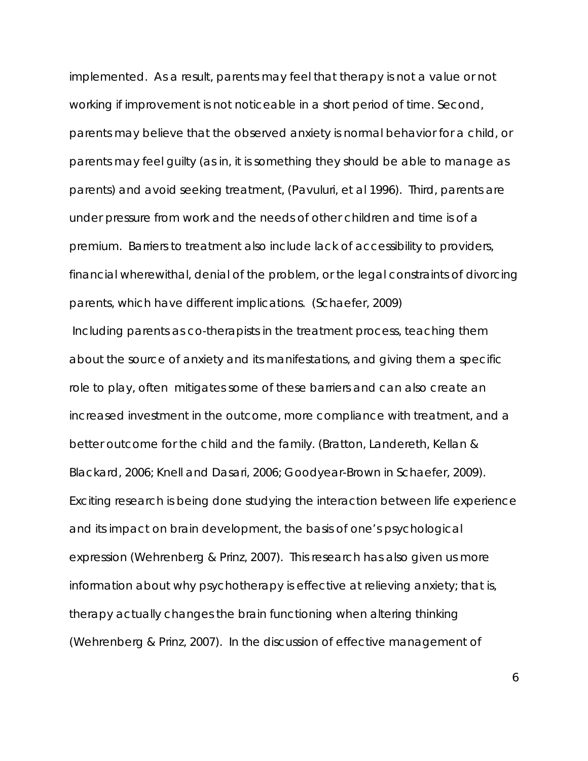implemented. As a result, parents may feel that therapy is not a value or not working if improvement is not noticeable in a short period of time. Second, parents may believe that the observed anxiety is normal behavior for a child, or parents may feel guilty (as in, it is something they should be able to manage as parents) and avoid seeking treatment, (Pavuluri, et al 1996). Third, parents are under pressure from work and the needs of other children and time is of a premium. Barriers to treatment also include lack of accessibility to providers, financial wherewithal, denial of the problem, or the legal constraints of divorcing parents, which have different implications. (Schaefer, 2009)

Including parents as co-therapists in the treatment process, teaching them about the source of anxiety and its manifestations, and giving them a specific role to play, often mitigates some of these barriers and can also create an increased investment in the outcome, more compliance with treatment, and a better outcome for the child and the family. (Bratton, Landereth, Kellan & Blackard, 2006; Knell and Dasari, 2006; Goodyear-Brown in Schaefer, 2009). Exciting research is being done studying the interaction between life experience and its impact on brain development, the basis of one's psychological expression (Wehrenberg & Prinz, 2007). This research has also given us more information about why psychotherapy is effective at relieving anxiety; that is, therapy actually changes the brain functioning when altering thinking (Wehrenberg & Prinz, 2007). In the discussion of effective management of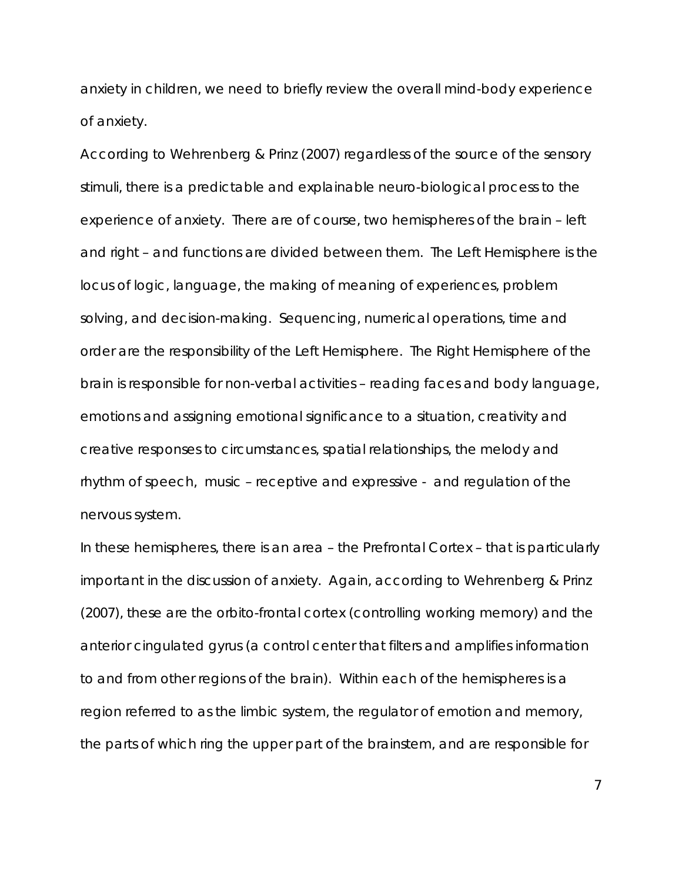anxiety in children, we need to briefly review the overall mind-body experience of anxiety.

According to Wehrenberg & Prinz (2007) regardless of the source of the sensory stimuli, there is a predictable and explainable neuro-biological process to the experience of anxiety. There are of course, two hemispheres of the brain – left and right – and functions are divided between them. The Left Hemisphere is the locus of logic, language, the making of meaning of experiences, problem solving, and decision-making. Sequencing, numerical operations, time and order are the responsibility of the Left Hemisphere. The Right Hemisphere of the brain is responsible for non-verbal activities – reading faces and body language, emotions and assigning emotional significance to a situation, creativity and creative responses to circumstances, spatial relationships, the melody and rhythm of speech, music – receptive and expressive - and regulation of the nervous system.

In these hemispheres, there is an area – the Prefrontal Cortex – that is particularly important in the discussion of anxiety. Again, according to Wehrenberg & Prinz (2007), these are the orbito-frontal cortex (controlling working memory) and the anterior cingulated gyrus (a control center that filters and amplifies information to and from other regions of the brain). Within each of the hemispheres is a region referred to as the limbic system, the regulator of emotion and memory, the parts of which ring the upper part of the brainstem, and are responsible for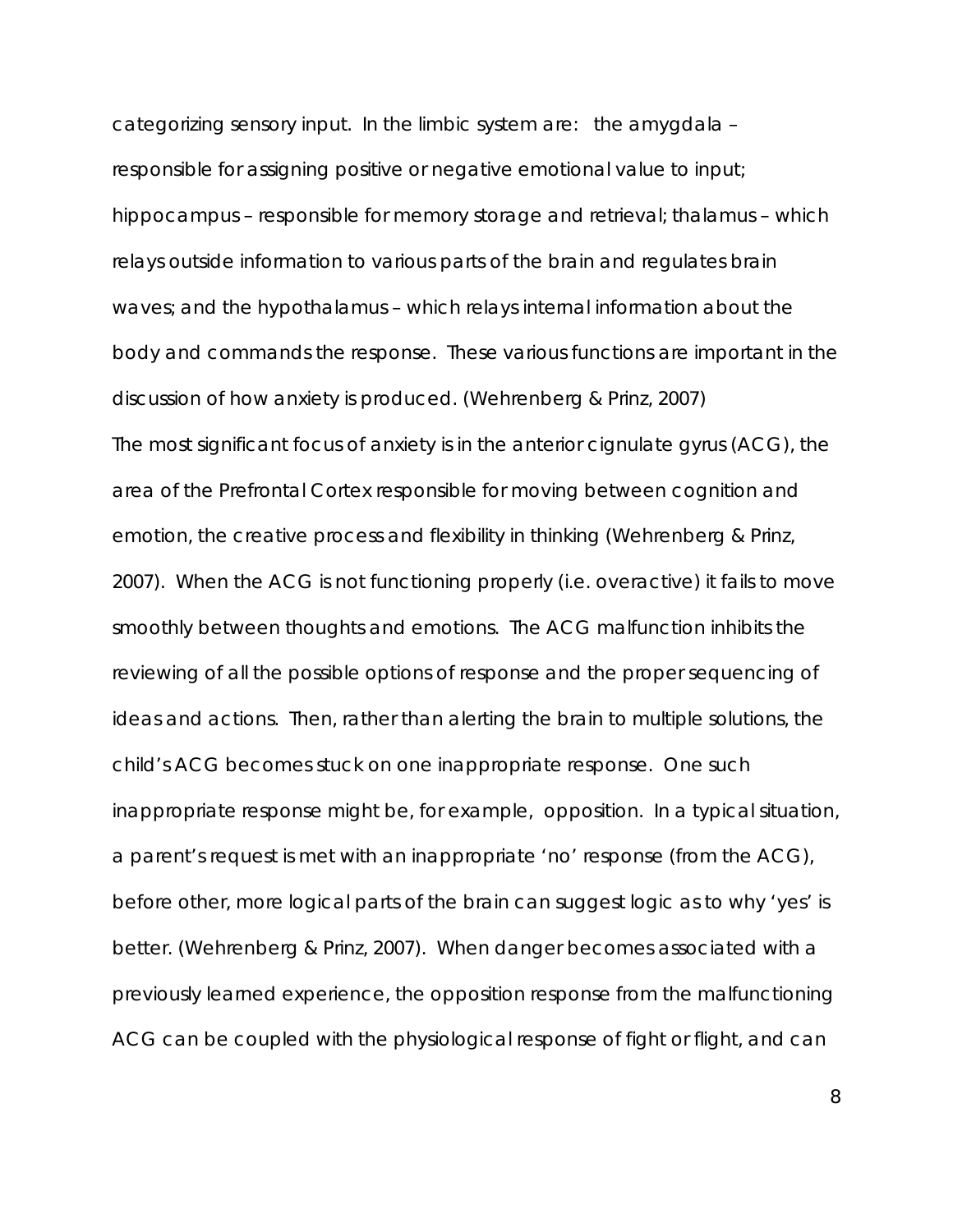categorizing sensory input. In the limbic system are: the amygdala – responsible for assigning positive or negative emotional value to input; hippocampus – responsible for memory storage and retrieval; thalamus – which relays outside information to various parts of the brain and regulates brain waves; and the hypothalamus – which relays internal information about the body and commands the response. These various functions are important in the discussion of how anxiety is produced. (Wehrenberg & Prinz, 2007)

The most significant focus of anxiety is in the anterior cignulate gyrus (ACG), the area of the Prefrontal Cortex responsible for moving between cognition and emotion, the creative process and flexibility in thinking (Wehrenberg & Prinz, 2007). When the ACG is not functioning properly (i.e. overactive) it fails to move smoothly between thoughts and emotions. The ACG malfunction inhibits the reviewing of all the possible options of response and the proper sequencing of ideas and actions. Then, rather than alerting the brain to multiple solutions, the child's ACG becomes stuck on one inappropriate response. One such inappropriate response might be, for example, opposition. In a typical situation, a parent's request is met with an inappropriate 'no' response (from the ACG), before other, more logical parts of the brain can suggest logic as to why 'yes' is better. (Wehrenberg & Prinz, 2007). When danger becomes associated with a previously learned experience, the opposition response from the malfunctioning ACG can be coupled with the physiological response of fight or flight, and can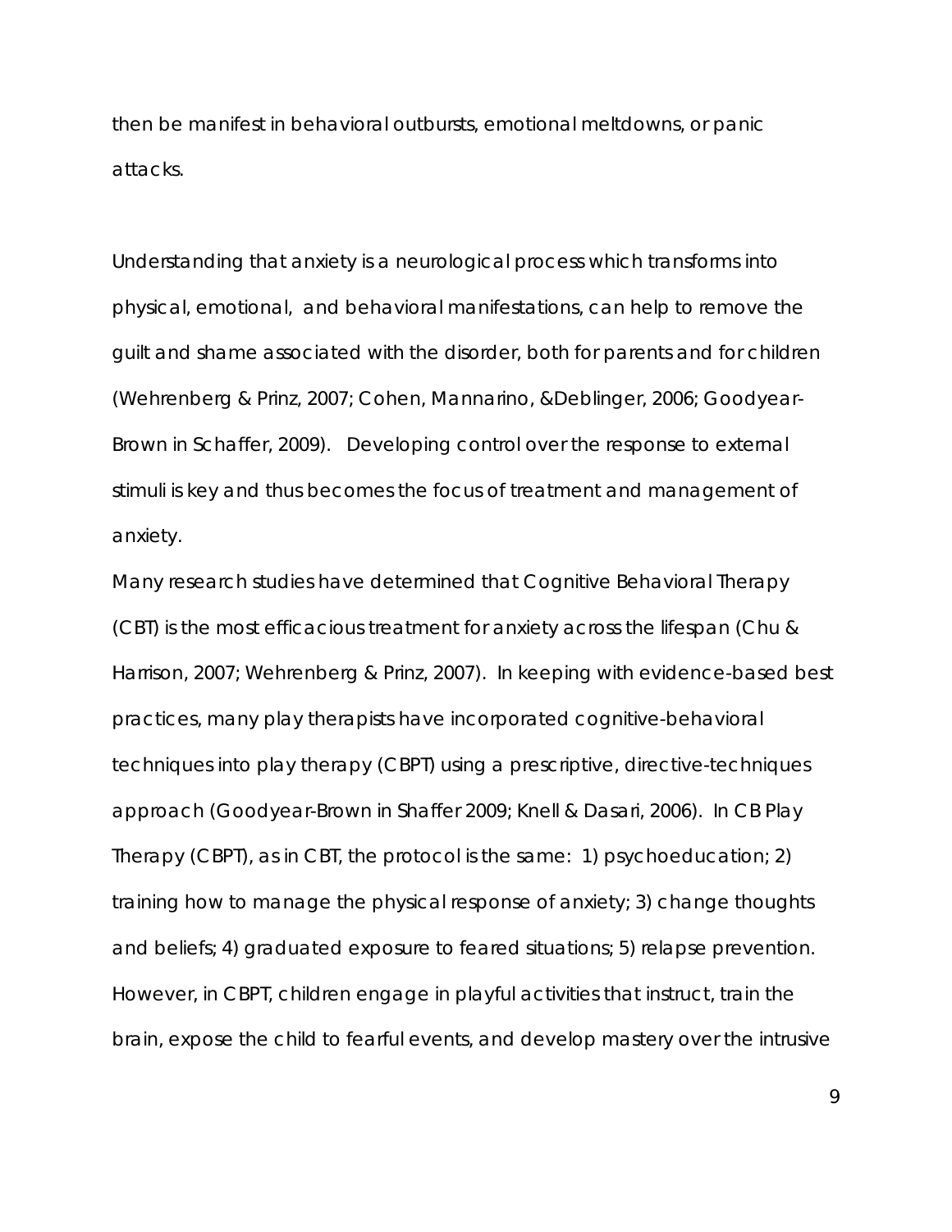then be manifest in behavioral outbursts, emotional meltdowns, or panic attacks.

Understanding that anxiety is a neurological process which transforms into physical, emotional, and behavioral manifestations, can help to remove the guilt and shame associated with the disorder, both for parents and for children (Wehrenberg & Prinz, 2007; Cohen, Mannarino, &Deblinger, 2006; Goodyear-Brown in Schaffer, 2009). Developing control over the response to external stimuli is key and thus becomes the focus of treatment and management of anxiety.

Many research studies have determined that Cognitive Behavioral Therapy (CBT) is the most efficacious treatment for anxiety across the lifespan (Chu & Harrison, 2007; Wehrenberg & Prinz, 2007). In keeping with evidence-based best practices, many play therapists have incorporated cognitive-behavioral techniques into play therapy (CBPT) using a prescriptive, directive-techniques approach (Goodyear-Brown in Shaffer 2009; Knell & Dasari, 2006). In CB Play Therapy (CBPT), as in CBT, the protocol is the same: 1) psychoeducation; 2) training how to manage the physical response of anxiety; 3) change thoughts and beliefs; 4) graduated exposure to feared situations; 5) relapse prevention. However, in CBPT, children engage in playful activities that instruct, train the brain, expose the child to fearful events, and develop mastery over the intrusive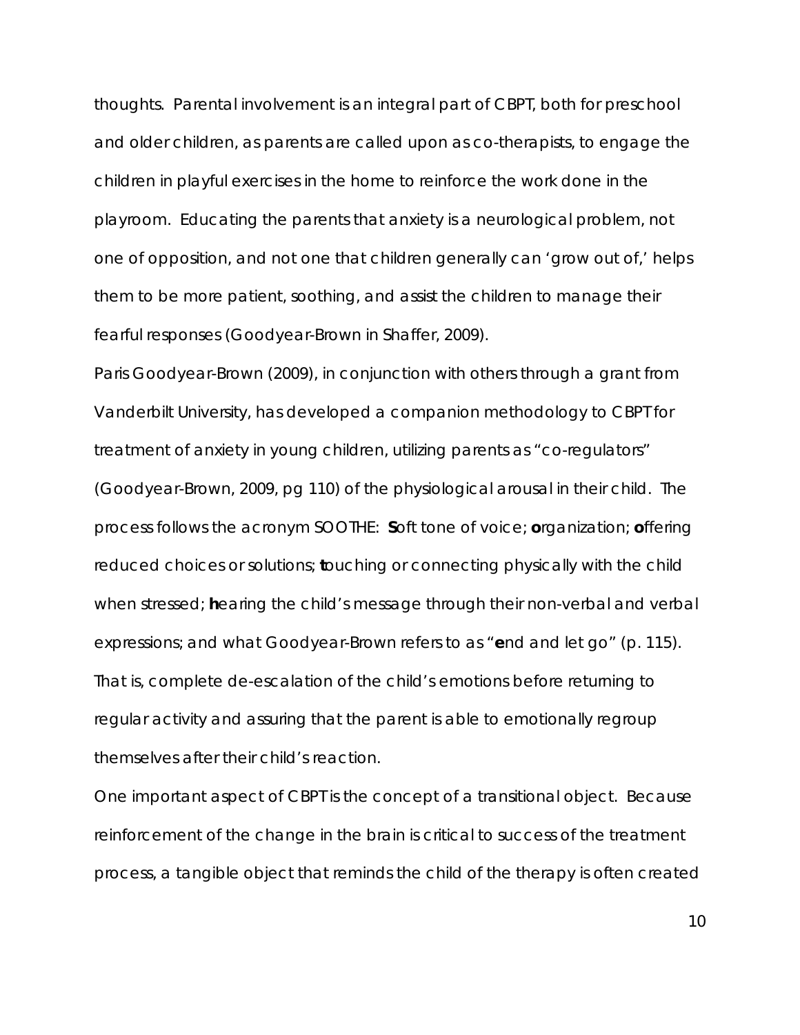thoughts. Parental involvement is an integral part of CBPT, both for preschool and older children, as parents are called upon as co-therapists, to engage the children in playful exercises in the home to reinforce the work done in the playroom. Educating the parents that anxiety is a neurological problem, not one of opposition, and not one that children generally can 'grow out of,' helps them to be more patient, soothing, and assist the children to manage their fearful responses (Goodyear-Brown in Shaffer, 2009).

Paris Goodyear-Brown (2009), in conjunction with others through a grant from Vanderbilt University, has developed a companion methodology to CBPT for treatment of anxiety in young children, utilizing parents as "co-regulators" (Goodyear-Brown, 2009, pg 110) of the physiological arousal in their child. The process follows the acronym SOOTHE: **S**oft tone of voice; **o**rganization; **o**ffering reduced choices or solutions; **t**ouching or connecting physically with the child when stressed; **h**earing the child's message through their non-verbal and verbal expressions; and what Goodyear-Brown refers to as "**e**nd and let go" (p. 115). That is, complete de-escalation of the child's emotions before returning to regular activity and assuring that the parent is able to emotionally regroup themselves after their child's reaction.

One important aspect of CBPT is the concept of a transitional object. Because reinforcement of the change in the brain is critical to success of the treatment process, a tangible object that reminds the child of the therapy is often created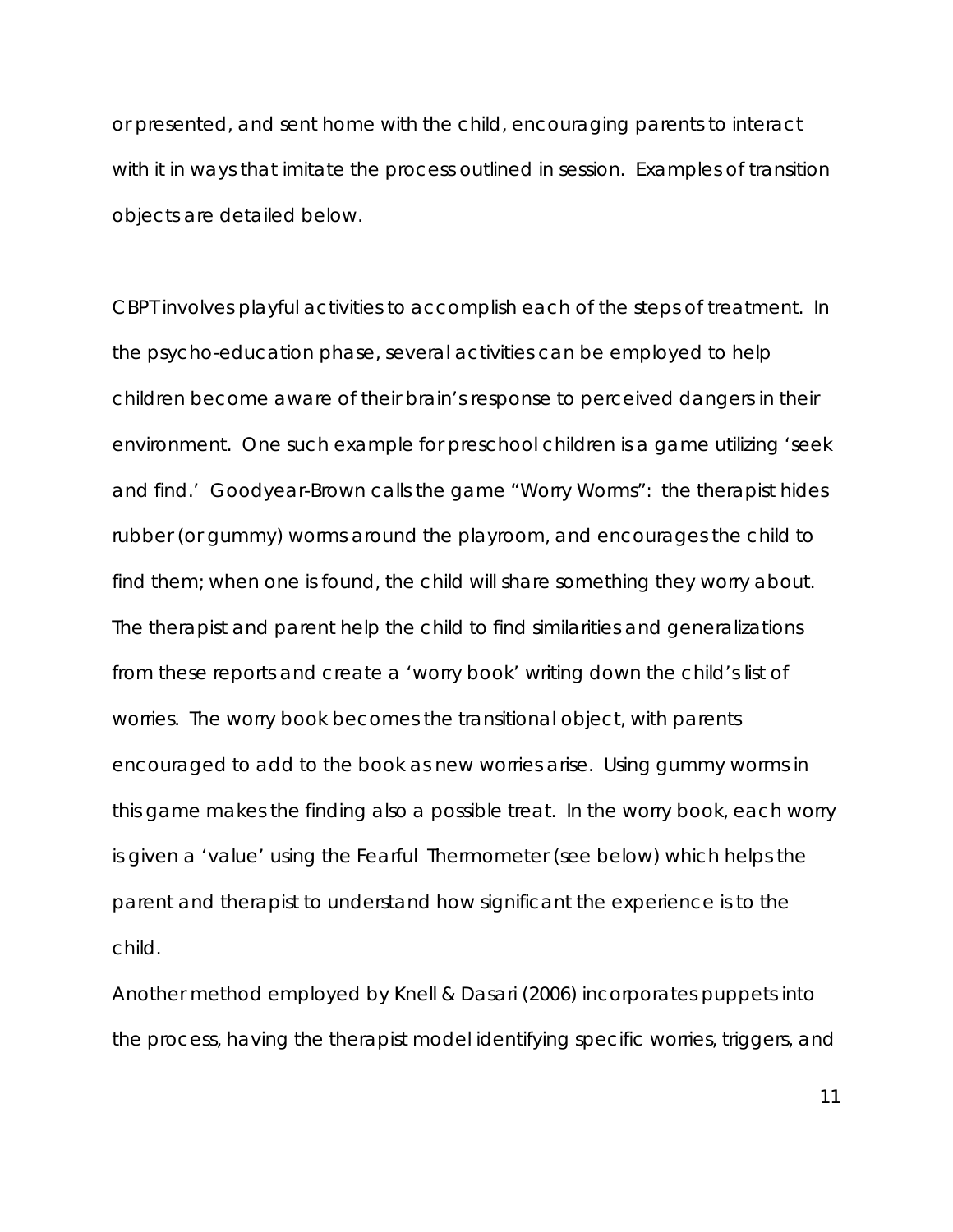or presented, and sent home with the child, encouraging parents to interact with it in ways that imitate the process outlined in session. Examples of transition objects are detailed below.

CBPT involves playful activities to accomplish each of the steps of treatment. In the psycho-education phase, several activities can be employed to help children become aware of their brain's response to perceived dangers in their environment. One such example for preschool children is a game utilizing 'seek and find.' Goodyear-Brown calls the game "Worry Worms": the therapist hides rubber (or gummy) worms around the playroom, and encourages the child to find them; when one is found, the child will share something they worry about. The therapist and parent help the child to find similarities and generalizations from these reports and create a 'worry book' writing down the child's list of worries. The worry book becomes the transitional object, with parents encouraged to add to the book as new worries arise. Using gummy worms in this game makes the finding also a possible treat. In the worry book, each worry is given a 'value' using the Fearful Thermometer (see below) which helps the parent and therapist to understand how significant the experience is to the child.

Another method employed by Knell & Dasari (2006) incorporates puppets into the process, having the therapist model identifying specific worries, triggers, and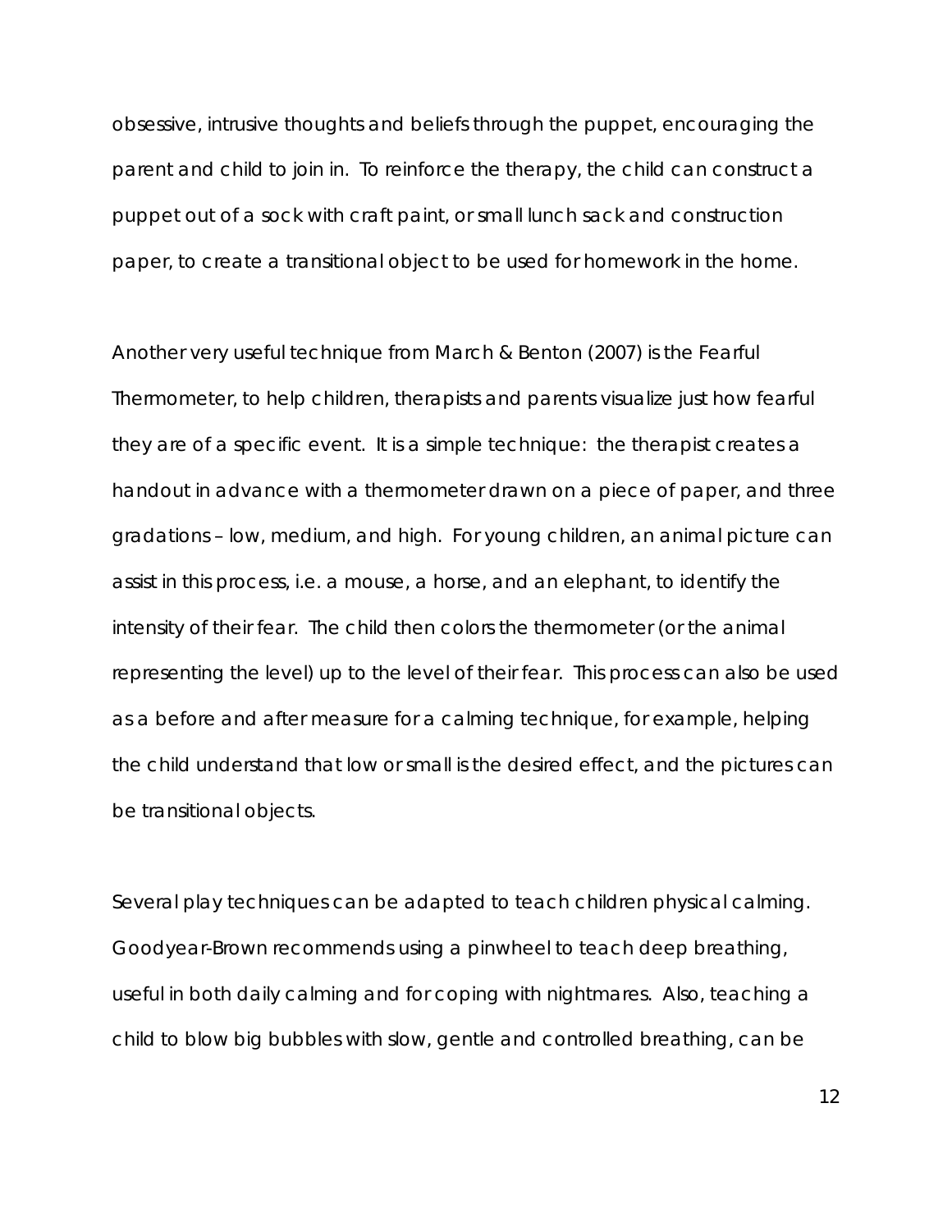obsessive, intrusive thoughts and beliefs through the puppet, encouraging the parent and child to join in. To reinforce the therapy, the child can construct a puppet out of a sock with craft paint, or small lunch sack and construction paper, to create a transitional object to be used for homework in the home.

Another very useful technique from March & Benton (2007) is the Fearful Thermometer, to help children, therapists and parents visualize just how fearful they are of a specific event. It is a simple technique: the therapist creates a handout in advance with a thermometer drawn on a piece of paper, and three gradations – low, medium, and high. For young children, an animal picture can assist in this process, i.e. a mouse, a horse, and an elephant, to identify the intensity of their fear. The child then colors the thermometer (or the animal representing the level) up to the level of their fear. This process can also be used as a before and after measure for a calming technique, for example, helping the child understand that low or small is the desired effect, and the pictures can be transitional objects.

Several play techniques can be adapted to teach children physical calming. Goodyear-Brown recommends using a pinwheel to teach deep breathing, useful in both daily calming and for coping with nightmares. Also, teaching a child to blow big bubbles with slow, gentle and controlled breathing, can be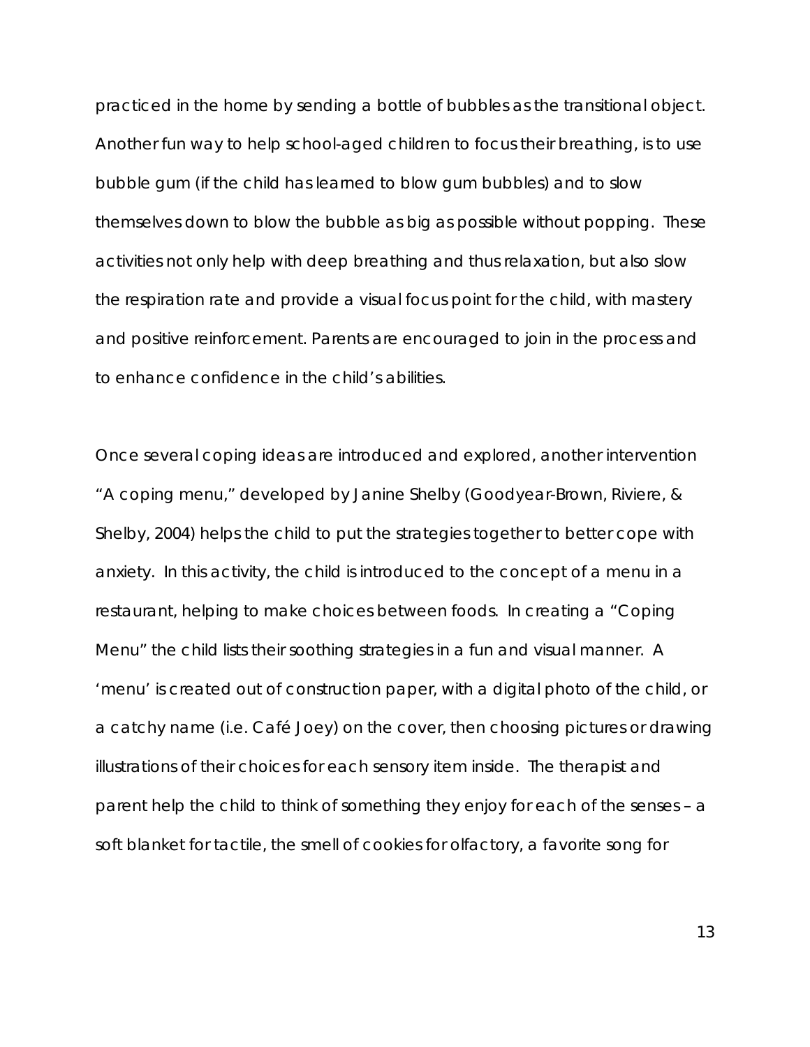practiced in the home by sending a bottle of bubbles as the transitional object. Another fun way to help school-aged children to focus their breathing, is to use bubble gum (if the child has learned to blow gum bubbles) and to slow themselves down to blow the bubble as big as possible without popping. These activities not only help with deep breathing and thus relaxation, but also slow the respiration rate and provide a visual focus point for the child, with mastery and positive reinforcement. Parents are encouraged to join in the process and to enhance confidence in the child's abilities.

Once several coping ideas are introduced and explored, another intervention "A coping menu," developed by Janine Shelby (Goodyear-Brown, Riviere, & Shelby, 2004) helps the child to put the strategies together to better cope with anxiety. In this activity, the child is introduced to the concept of a menu in a restaurant, helping to make choices between foods. In creating a "Coping Menu" the child lists their soothing strategies in a fun and visual manner. A 'menu' is created out of construction paper, with a digital photo of the child, or a catchy name (i.e. Café Joey) on the cover, then choosing pictures or drawing illustrations of their choices for each sensory item inside. The therapist and parent help the child to think of something they enjoy for each of the senses – a soft blanket for tactile, the smell of cookies for olfactory, a favorite song for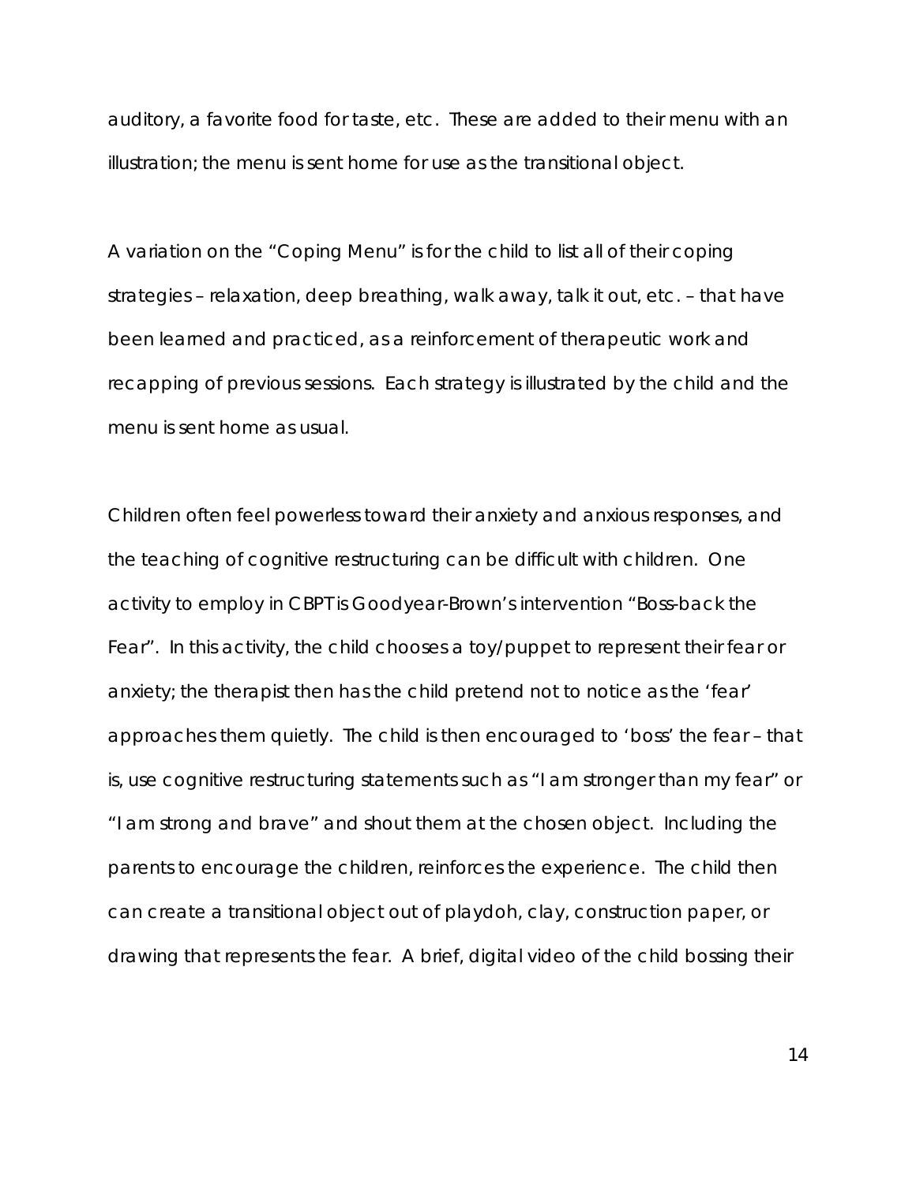auditory, a favorite food for taste, etc. These are added to their menu with an illustration; the menu is sent home for use as the transitional object.

A variation on the "Coping Menu" is for the child to list all of their coping strategies – relaxation, deep breathing, walk away, talk it out, etc. – that have been learned and practiced, as a reinforcement of therapeutic work and recapping of previous sessions. Each strategy is illustrated by the child and the menu is sent home as usual.

Children often feel powerless toward their anxiety and anxious responses, and the teaching of cognitive restructuring can be difficult with children. One activity to employ in CBPT is Goodyear-Brown's intervention "Boss-back the Fear". In this activity, the child chooses a toy/puppet to represent their fear or anxiety; the therapist then has the child pretend not to notice as the 'fear' approaches them quietly. The child is then encouraged to 'boss' the fear – that is, use cognitive restructuring statements such as "I am stronger than my fear" or "I am strong and brave" and shout them at the chosen object. Including the parents to encourage the children, reinforces the experience. The child then can create a transitional object out of playdoh, clay, construction paper, or drawing that represents the fear. A brief, digital video of the child bossing their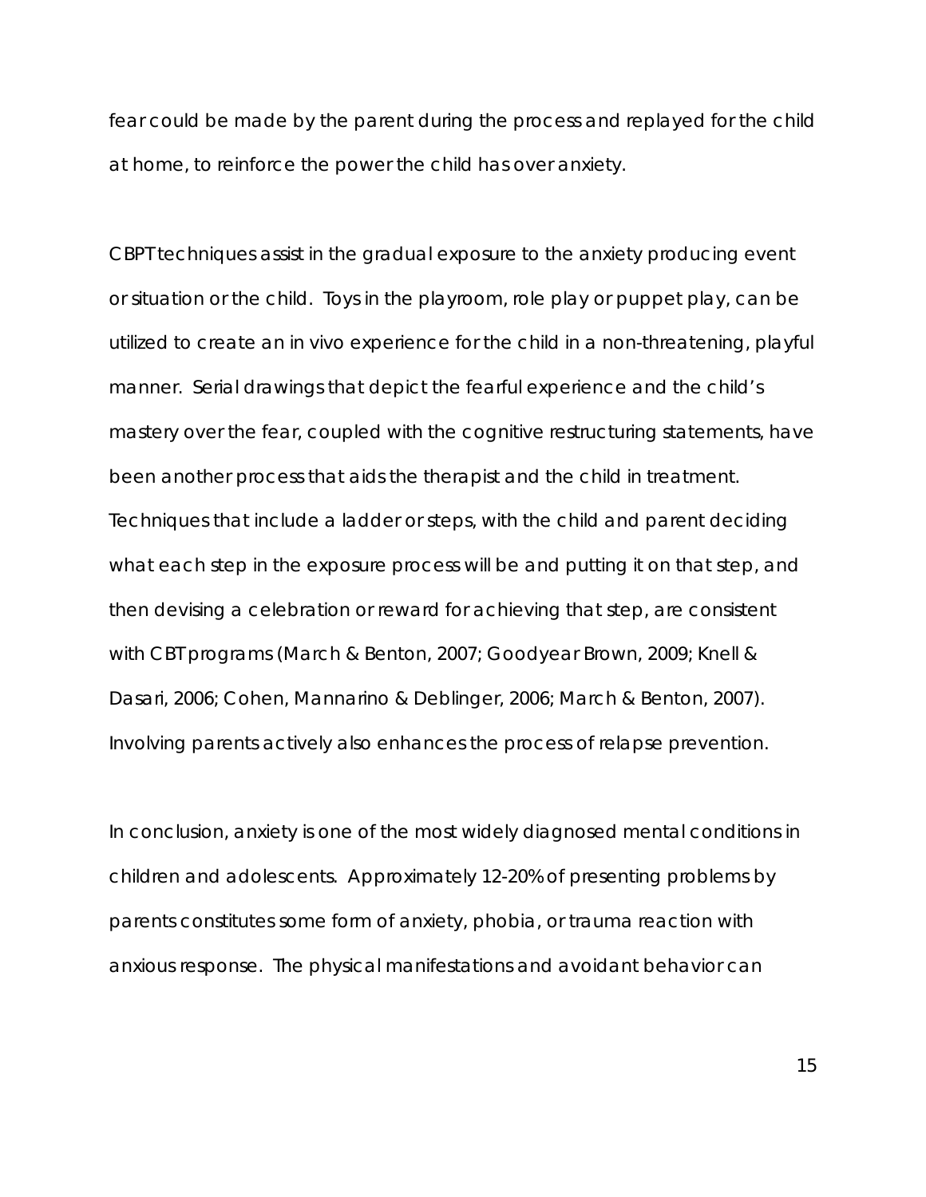fear could be made by the parent during the process and replayed for the child at home, to reinforce the power the child has over anxiety.

CBPT techniques assist in the gradual exposure to the anxiety producing event or situation or the child. Toys in the playroom, role play or puppet play, can be utilized to create an in vivo experience for the child in a non-threatening, playful manner. Serial drawings that depict the fearful experience and the child's mastery over the fear, coupled with the cognitive restructuring statements, have been another process that aids the therapist and the child in treatment. Techniques that include a ladder or steps, with the child and parent deciding what each step in the exposure process will be and putting it on that step, and then devising a celebration or reward for achieving that step, are consistent with CBT programs (March & Benton, 2007; Goodyear Brown, 2009; Knell & Dasari, 2006; Cohen, Mannarino & Deblinger, 2006; March & Benton, 2007). Involving parents actively also enhances the process of relapse prevention.

In conclusion, anxiety is one of the most widely diagnosed mental conditions in children and adolescents. Approximately 12-20% of presenting problems by parents constitutes some form of anxiety, phobia, or trauma reaction with anxious response. The physical manifestations and avoidant behavior can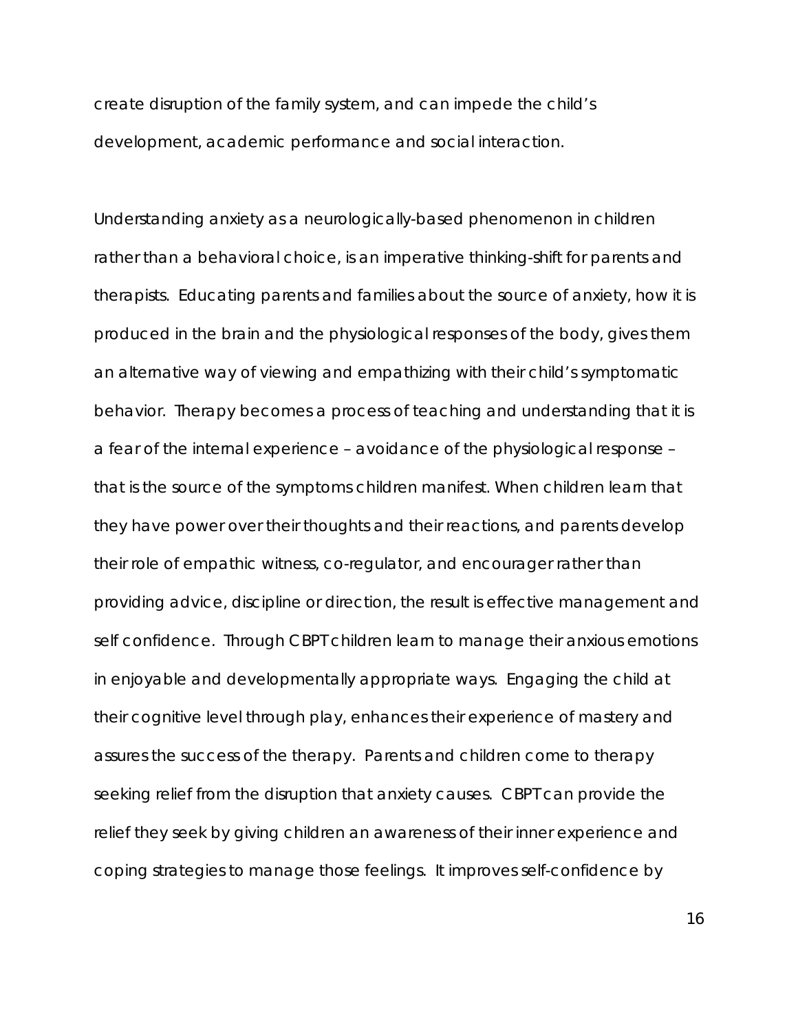create disruption of the family system, and can impede the child's development, academic performance and social interaction.

Understanding anxiety as a neurologically-based phenomenon in children rather than a behavioral choice, is an imperative thinking-shift for parents and therapists. Educating parents and families about the source of anxiety, how it is produced in the brain and the physiological responses of the body, gives them an alternative way of viewing and empathizing with their child's symptomatic behavior. Therapy becomes a process of teaching and understanding that it is a fear of the internal experience – avoidance of the physiological response – that is the source of the symptoms children manifest. When children learn that they have power over their thoughts and their reactions, and parents develop their role of empathic witness, co-regulator, and encourager rather than providing advice, discipline or direction, the result is effective management and self confidence. Through CBPT children learn to manage their anxious emotions in enjoyable and developmentally appropriate ways. Engaging the child at their cognitive level through play, enhances their experience of mastery and assures the success of the therapy. Parents and children come to therapy seeking relief from the disruption that anxiety causes. CBPT can provide the relief they seek by giving children an awareness of their inner experience and coping strategies to manage those feelings. It improves self-confidence by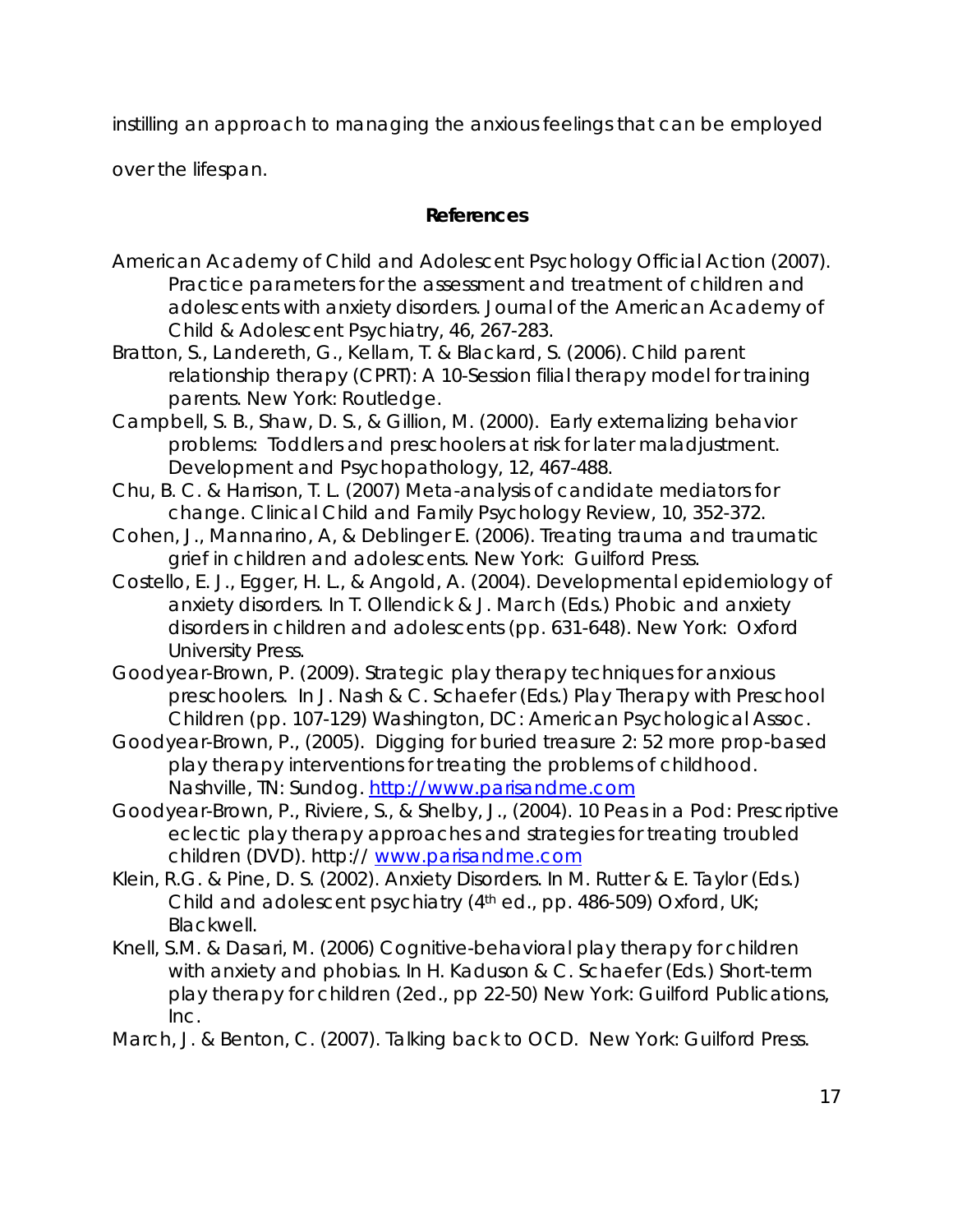instilling an approach to managing the anxious feelings that can be employed over the lifespan.

**References**

American Academy of Child and Adolescent Psychology Official Action (2007). Practice parameters for the assessment and treatment of children and adolescents with anxiety disorders. Journal of the American Academy of Child & Adolescent Psychiatry, 46, 267-283.

Bratton, S., Landereth, G., Kellam, T. & Blackard, S. (2006). Child parent relationship therapy (CPRT): A 10-Session filial therapy model for training parents. New York: Routledge.

Campbell, S. B., Shaw, D. S., & Gillion, M. (2000). Early externalizing behavior problems: Toddlers and preschoolers at risk for later maladjustment. Development and Psychopathology, 12, 467-488.

Chu, B. C. & Harrison, T. L. (2007) Meta-analysis of candidate mediators for change. Clinical Child and Family Psychology Review, 10, 352-372.

Cohen, J., Mannarino, A, & Deblinger E. (2006). Treating trauma and traumatic grief in children and adolescents. New York: Guilford Press.

Costello, E. J., Egger, H. L., & Angold, A. (2004). Developmental epidemiology of anxiety disorders. In T. Ollendick & J. March (Eds.) Phobic and anxiety disorders in children and adolescents (pp. 631-648). New York: Oxford University Press.

Goodyear-Brown, P. (2009). Strategic play therapy techniques for anxious preschoolers. In J. Nash & C. Schaefer (Eds.) Play Therapy with Preschool Children (pp. 107-129) Washington, DC: American Psychological Assoc.

Goodyear-Brown, P., (2005). Digging for buried treasure 2: 52 more prop-based play therapy interventions for treating the problems of childhood. Nashville, TN: Sundog. http://www.parisandme.com

Goodyear-Brown, P., Riviere, S., & Shelby, J., (2004). 10 Peas in a Pod: Prescriptive eclectic play therapy approaches and strategies for treating troubled children (DVD). http:// www.parisandme.com

Klein, R.G. & Pine, D. S. (2002). Anxiety Disorders. In M. Rutter & E. Taylor (Eds.) Child and adolescent psychiatry (4th ed., pp. 486-509) Oxford, UK; Blackwell.

Knell, S.M. & Dasari, M. (2006) Cognitive-behavioral play therapy for children with anxiety and phobias. In H. Kaduson & C. Schaefer (Eds.) Short-term play therapy for children (2ed., pp 22-50) New York: Guilford Publications, Inc.

March, J. & Benton, C. (2007). Talking back to OCD. New York: Guilford Press.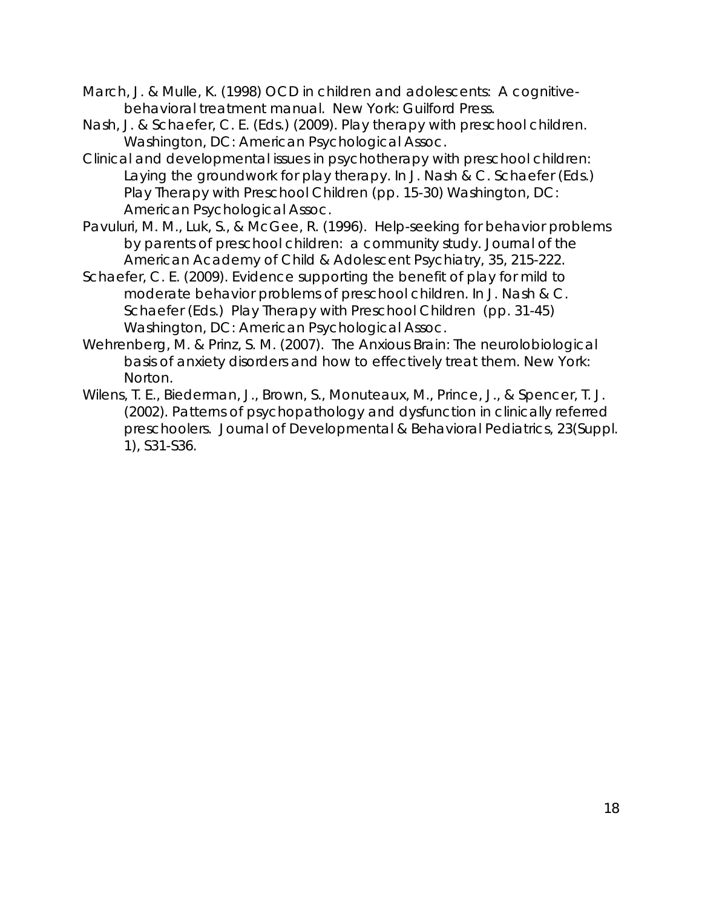March, J. & Mulle, K. (1998) OCD in children and adolescents: A cognitive-behavioral treatment manual. New York: Guilford Press.

Nash, J. & Schaefer, C. E. (Eds.) (2009). Play therapy with preschool children. Washington, DC: American Psychological Assoc.

Clinical and developmental issues in psychotherapy with preschool children: Laying the groundwork for play therapy. In J. Nash & C. Schaefer (Eds.) Play Therapy with Preschool Children (pp. 15-30) Washington, DC: American Psychological Assoc.

Pavuluri, M. M., Luk, S., & McGee, R. (1996). Help-seeking for behavior problems by parents of preschool children: a community study. Journal of the American Academy of Child & Adolescent Psychiatry, 35, 215-222.

Schaefer, C. E. (2009). Evidence supporting the benefit of play for mild to moderate behavior problems of preschool children. In J. Nash & C. Schaefer (Eds.) Play Therapy with Preschool Children (pp. 31-45) Washington, DC: American Psychological Assoc.

Wehrenberg, M. & Prinz, S. M. (2007). The Anxious Brain: The neurolobiological basis of anxiety disorders and how to effectively treat them. New York: Norton.

Wilens, T. E., Biederman, J., Brown, S., Monuteaux, M., Prince, J., & Spencer, T. J. (2002). Patterns of psychopathology and dysfunction in clinically referred preschoolers. Journal of Developmental & Behavioral Pediatrics, 23(Suppl. 1), S31-S36.